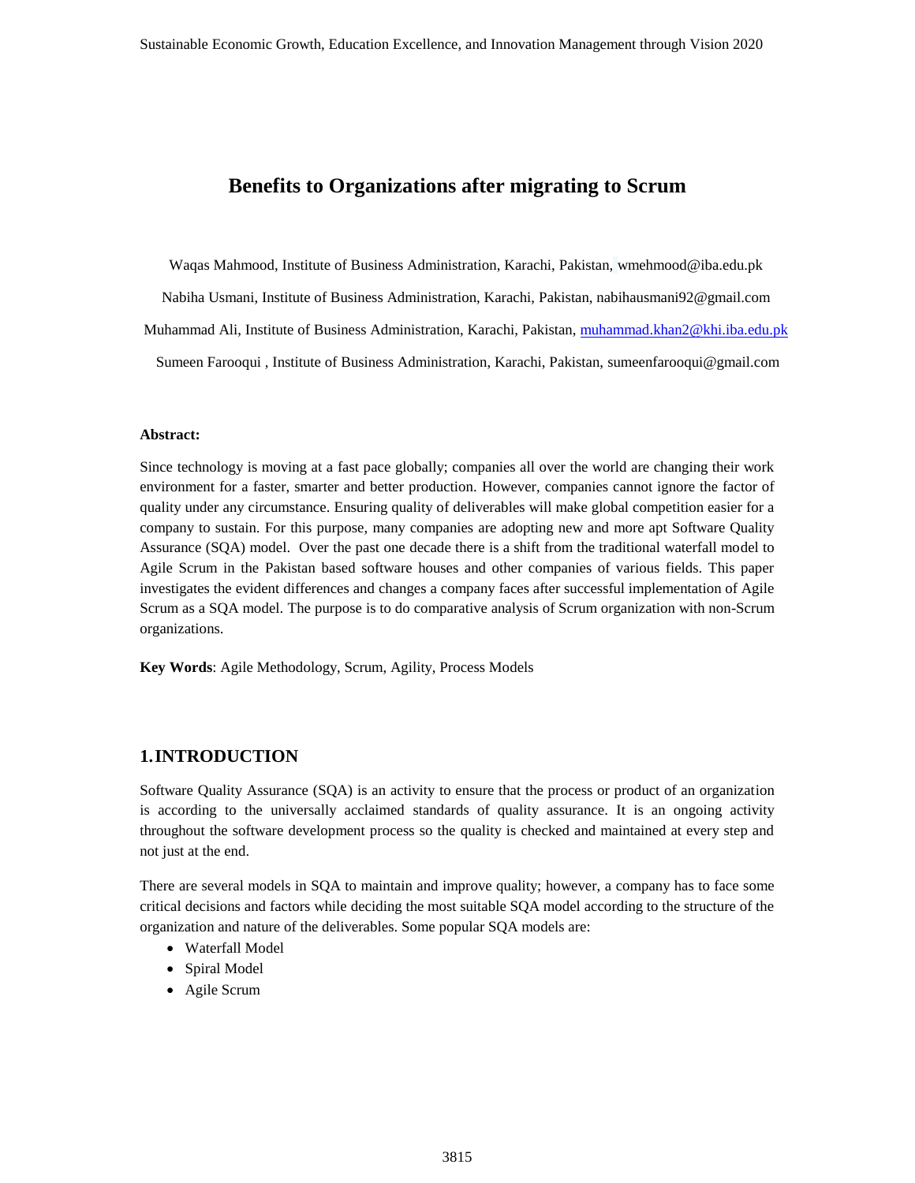# Benefits to Organizations after migrating to Scrum

Waqas Mahmood, Institute of Business Administration, Karachi, Pakistan, wmehmood@iba.edu.pk

Nabiha Usmani, Institute of Business Administration, Karachi, Pakistan, nabihausmani92@gmail.com

Muhammad Ali, Institute of Business Administration, Karachi, Pakistan, muhammad.khan2@khi.iba.edu.pk

Sumeen Farooqui , Institute of Business Administration, Karachi, Pakistan, sumeenfarooqui@gmail.com

**Abstract:**

Since technology is moving at a fast pace globally; companies all over the world are changing their work environment for a faster, smarter and better production. However, companies cannot ignore the factor of quality under any circumstance. Ensuring quality of deliverables will make global competition easier for a company to sustain. For this purpose, many companies are adopting new and more apt Software Quality Assurance (SQA) model. Over the past one decade there is a shift from the traditional waterfall model to Agile Scrum in the Pakistan based software houses and other companies of various fields. This paper investigates the evident differences and changes a company faces after successful implementation of Agile Scrum as a SQA model. The purpose is to do comparative analysis of Scrum organization with non-Scrum organizations.

**Key Words**: Agile Methodology, Scrum, Agility, Process Models

## 1. INTRODUCTION

Software Quality Assurance (SQA) is an activity to ensure that the process or product of an organization is according to the universally acclaimed standards of quality assurance. It is an ongoing activity throughout the software development process so the quality is checked and maintained at every step and not just at the end.

There are several models in SQA to maintain and improve quality; however, a company has to face some critical decisions and factors while deciding the most suitable SQA model according to the structure of the organization and nature of the deliverables. Some popular SQA models are:

- Waterfall Model
- Spiral Model
- Agile Scrum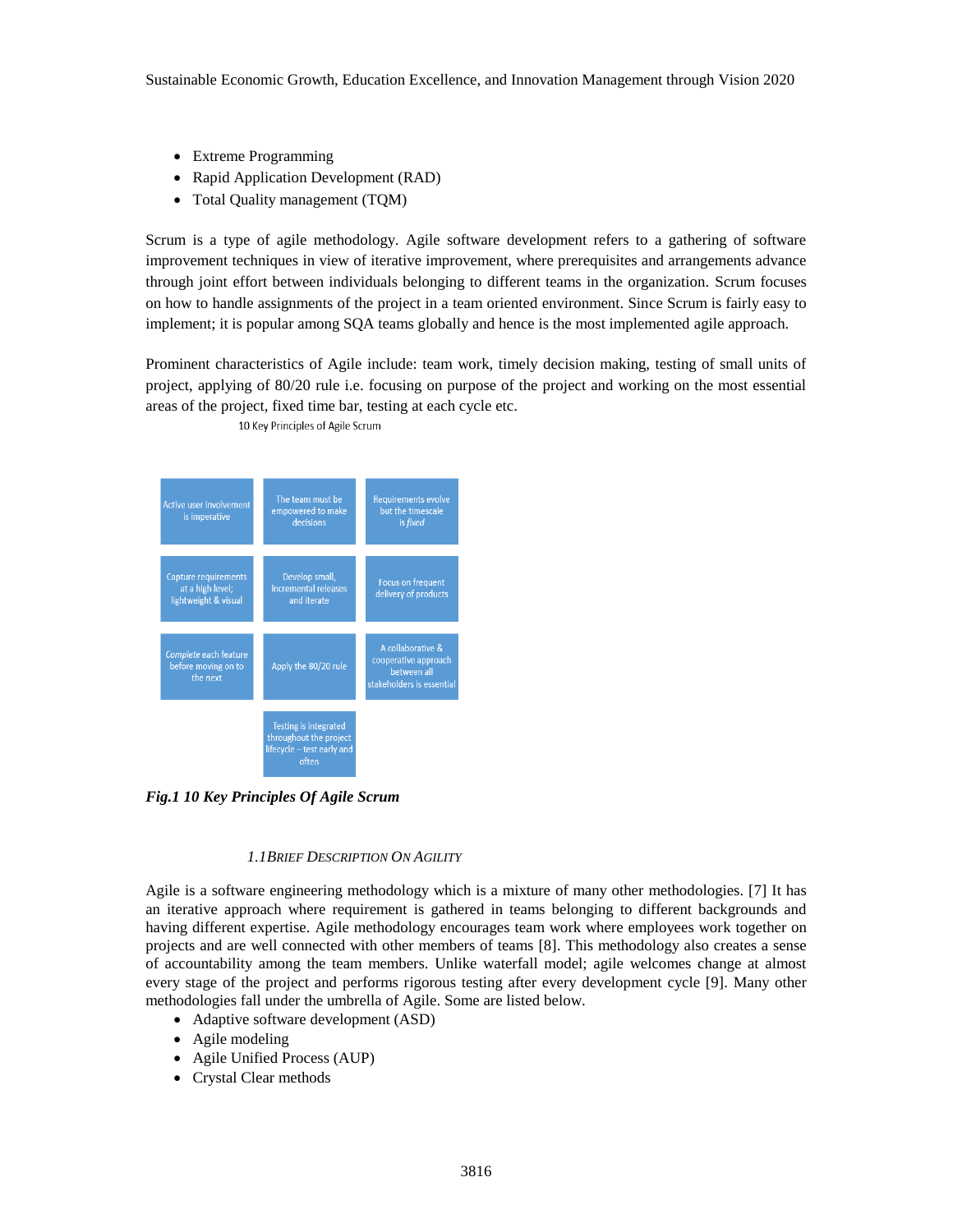- Extreme Programming
- Rapid Application Development (RAD)
- Total Quality management (TQM)

Scrum is a type of agile methodology. Agile software development refers to a gathering of software improvement techniques in view of iterative improvement, where prerequisites and arrangements advance through joint effort between individuals belonging to different teams in the organization. Scrum focuses on how to handle assignments of the project in a team oriented environment. Since Scrum is fairly easy to implement; it is popular among SQA teams globally and hence is the most implemented agile approach.

Prominent characteristics of Agile include: team work, timely decision making, testing of small units of project, applying of 80/20 rule i.e. focusing on purpose of the project and working on the most essential areas of the project, fixed time bar, testing at each cycle etc.

10 Key Principles of Agile Scrum

| | | |
|---|---|---|
| Active user involvement is imperative | The team must be empowered to make decisions | Requirements evolve but the timescale is *fixed* |
| Capture requirements at a high level; lightweight & visual | Develop small, incremental releases and iterate | Focus on frequent delivery of products |
| *Complete* each feature before moving on to the next | Apply the 80/20 rule | A collaborative & cooperative approach between all stakeholders is essential |
| | Testing is integrated throughout the project lifecycle – test early and often | |

***Fig.1 10 Key Principles Of Agile Scrum***

### *1.1 Brief Description On Agility*

Agile is a software engineering methodology which is a mixture of many other methodologies. [7] It has an iterative approach where requirement is gathered in teams belonging to different backgrounds and having different expertise. Agile methodology encourages team work where employees work together on projects and are well connected with other members of teams [8]. This methodology also creates a sense of accountability among the team members. Unlike waterfall model; agile welcomes change at almost every stage of the project and performs rigorous testing after every development cycle [9]. Many other methodologies fall under the umbrella of Agile. Some are listed below.

- Adaptive software development (ASD)
- Agile modeling
- Agile Unified Process (AUP)
- Crystal Clear methods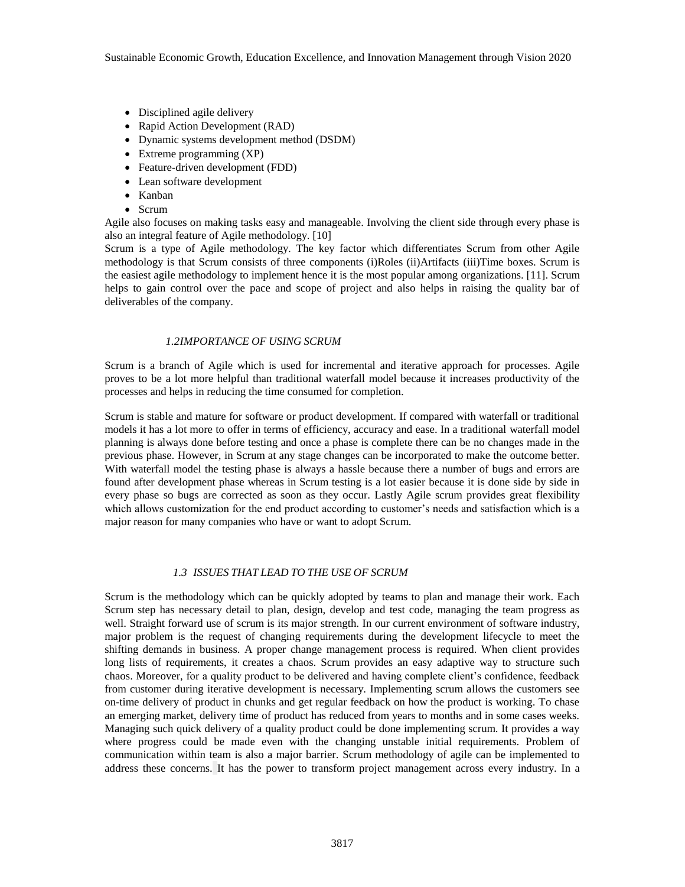- Disciplined agile delivery
- Rapid Action Development (RAD)
- Dynamic systems development method (DSDM)
- Extreme programming (XP)
- Feature-driven development (FDD)
- Lean software development
- Kanban
- Scrum

Agile also focuses on making tasks easy and manageable. Involving the client side through every phase is also an integral feature of Agile methodology. [10]

Scrum is a type of Agile methodology. The key factor which differentiates Scrum from other Agile methodology is that Scrum consists of three components (i)Roles (ii)Artifacts (iii)Time boxes. Scrum is the easiest agile methodology to implement hence it is the most popular among organizations. [11]. Scrum helps to gain control over the pace and scope of project and also helps in raising the quality bar of deliverables of the company.

### *1.2IMPORTANCE OF USING SCRUM*

Scrum is a branch of Agile which is used for incremental and iterative approach for processes. Agile proves to be a lot more helpful than traditional waterfall model because it increases productivity of the processes and helps in reducing the time consumed for completion.

Scrum is stable and mature for software or product development. If compared with waterfall or traditional models it has a lot more to offer in terms of efficiency, accuracy and ease. In a traditional waterfall model planning is always done before testing and once a phase is complete there can be no changes made in the previous phase. However, in Scrum at any stage changes can be incorporated to make the outcome better. With waterfall model the testing phase is always a hassle because there a number of bugs and errors are found after development phase whereas in Scrum testing is a lot easier because it is done side by side in every phase so bugs are corrected as soon as they occur. Lastly Agile scrum provides great flexibility which allows customization for the end product according to customer's needs and satisfaction which is a major reason for many companies who have or want to adopt Scrum.

### *1.3 ISSUES THAT LEAD TO THE USE OF SCRUM*

Scrum is the methodology which can be quickly adopted by teams to plan and manage their work. Each Scrum step has necessary detail to plan, design, develop and test code, managing the team progress as well. Straight forward use of scrum is its major strength. In our current environment of software industry, major problem is the request of changing requirements during the development lifecycle to meet the shifting demands in business. A proper change management process is required. When client provides long lists of requirements, it creates a chaos. Scrum provides an easy adaptive way to structure such chaos. Moreover, for a quality product to be delivered and having complete client's confidence, feedback from customer during iterative development is necessary. Implementing scrum allows the customers see on-time delivery of product in chunks and get regular feedback on how the product is working. To chase an emerging market, delivery time of product has reduced from years to months and in some cases weeks. Managing such quick delivery of a quality product could be done implementing scrum. It provides a way where progress could be made even with the changing unstable initial requirements. Problem of communication within team is also a major barrier. Scrum methodology of agile can be implemented to address these concerns. It has the power to transform project management across every industry. In a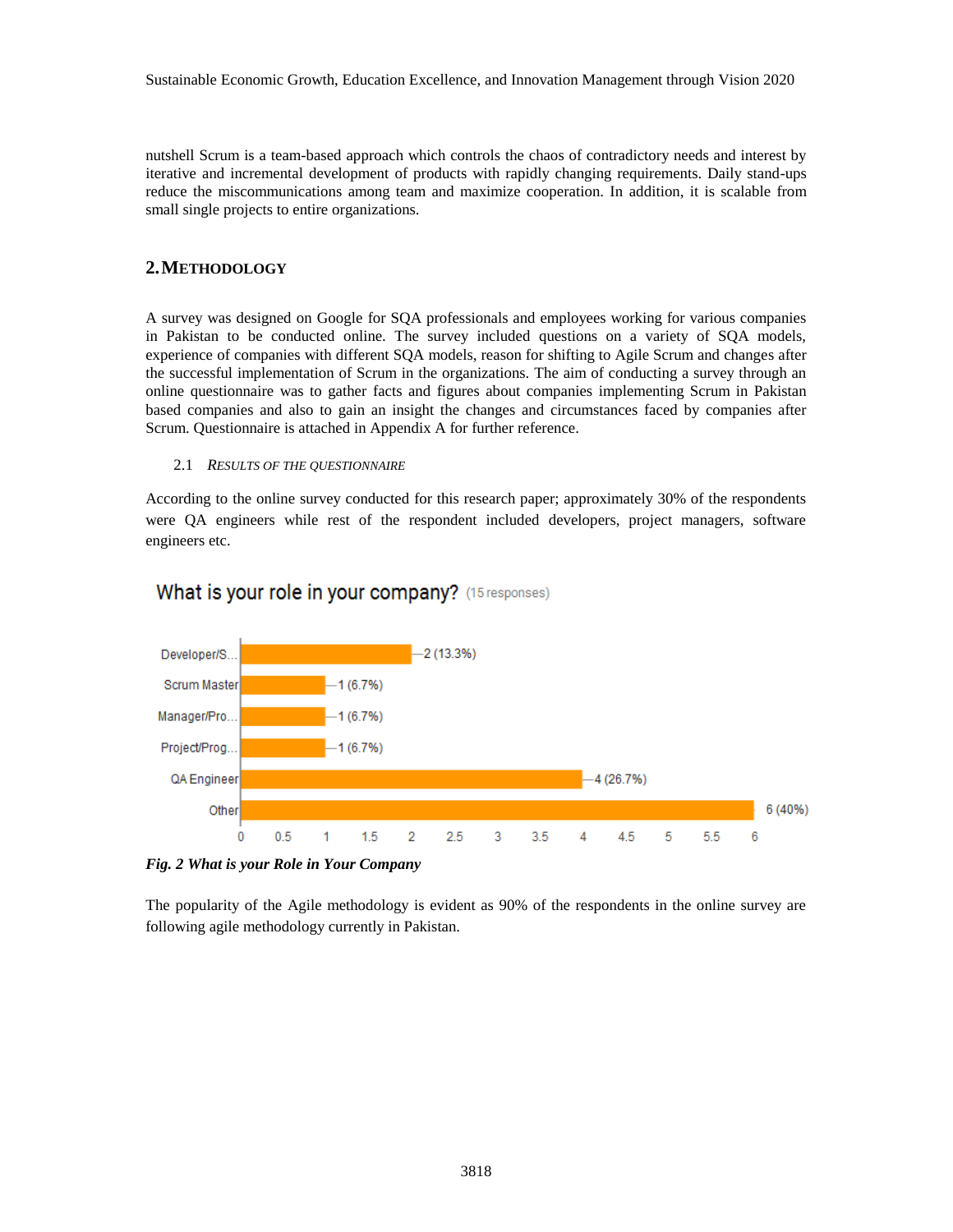nutshell Scrum is a team-based approach which controls the chaos of contradictory needs and interest by iterative and incremental development of products with rapidly changing requirements. Daily stand-ups reduce the miscommunications among team and maximize cooperation. In addition, it is scalable from small single projects to entire organizations.

## 2. METHODOLOGY

A survey was designed on Google for SQA professionals and employees working for various companies in Pakistan to be conducted online. The survey included questions on a variety of SQA models, experience of companies with different SQA models, reason for shifting to Agile Scrum and changes after the successful implementation of Scrum in the organizations. The aim of conducting a survey through an online questionnaire was to gather facts and figures about companies implementing Scrum in Pakistan based companies and also to gain an insight the changes and circumstances faced by companies after Scrum. Questionnaire is attached in Appendix A for further reference.

### 2.1 RESULTS OF THE QUESTIONNAIRE

According to the online survey conducted for this research paper; approximately 30% of the respondents were QA engineers while rest of the respondent included developers, project managers, software engineers etc.

What is your role in your company? (15 responses)

| Role | Responses |
| --- | --- |
| Developer/S... | 2 (13.3%) |
| Scrum Master | 1 (6.7%) |
| Manager/Pro... | 1 (6.7%) |
| Project/Prog... | 1 (6.7%) |
| QA Engineer | 4 (26.7%) |
| Other | 6 (40%) |

*Fig. 2 What is your Role in Your Company*

The popularity of the Agile methodology is evident as 90% of the respondents in the online survey are following agile methodology currently in Pakistan.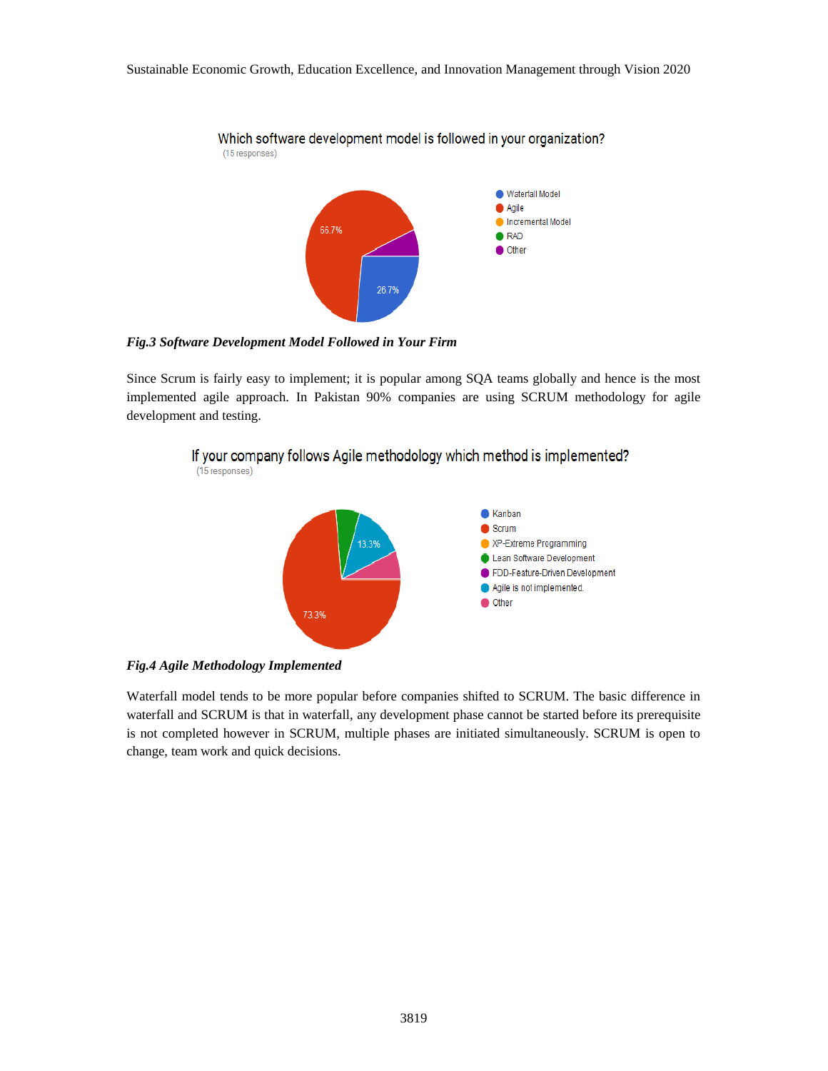Which software development model is followed in your organization?
(15 responses)

- Waterfall Model: 26.7%
- Agile: 66.7%
- Incremental Model
- RAD
- Other

***Fig.3 Software Development Model Followed in Your Firm***

Since Scrum is fairly easy to implement; it is popular among SQA teams globally and hence is the most implemented agile approach. In Pakistan 90% companies are using SCRUM methodology for agile development and testing.

If your company follows Agile methodology which method is implemented?
(15 responses)

- Kanban
- Scrum: 73.3%
- XP-Extreme Programming
- Lean Software Development
- FDD-Feature-Driven Development
- Agile is not implemented: 13.3%
- Other

***Fig.4 Agile Methodology Implemented***

Waterfall model tends to be more popular before companies shifted to SCRUM. The basic difference in waterfall and SCRUM is that in waterfall, any development phase cannot be started before its prerequisite is not completed however in SCRUM, multiple phases are initiated simultaneously. SCRUM is open to change, team work and quick decisions.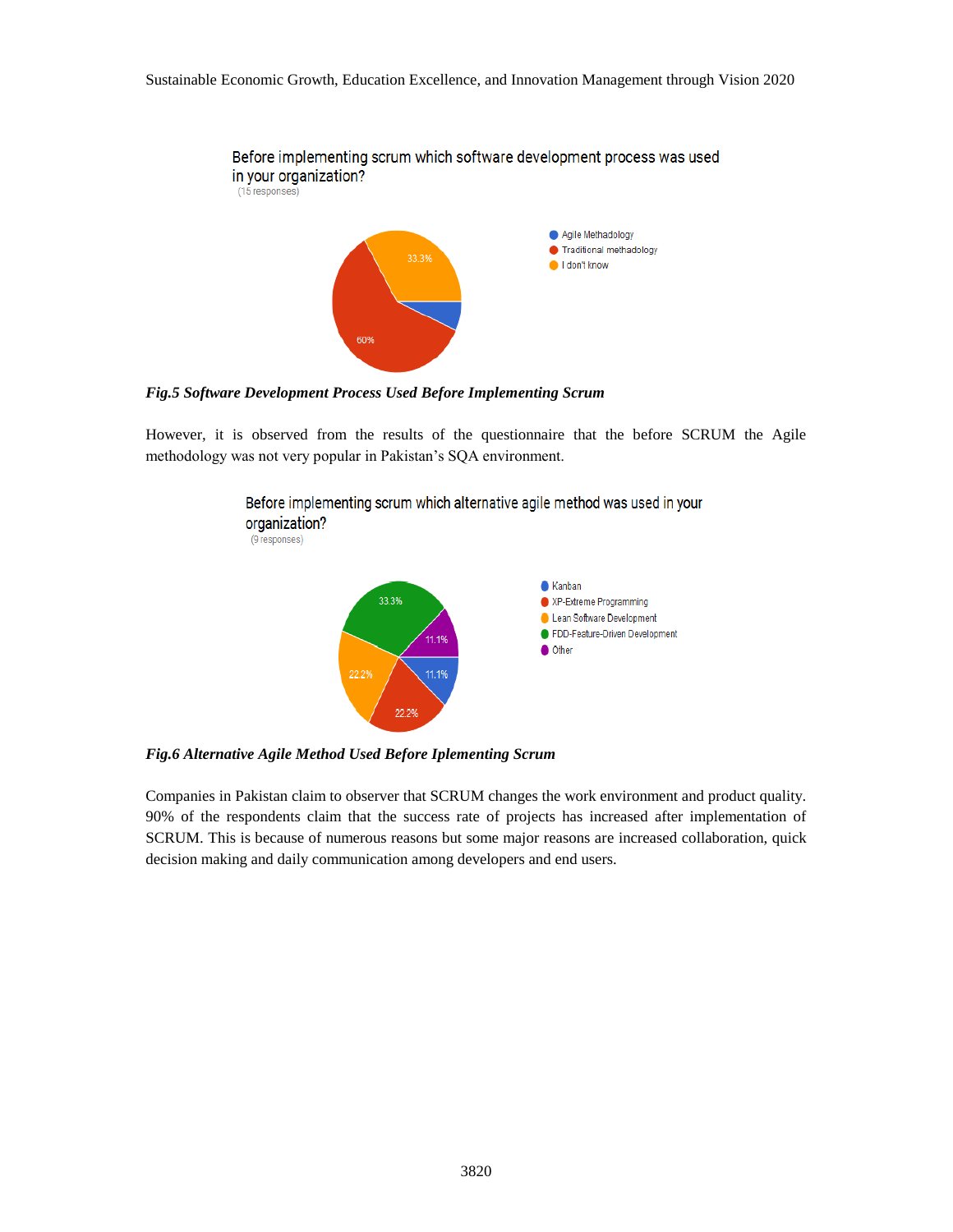*Fig.5 Software Development Process Used Before Implementing Scrum*

However, it is observed from the results of the questionnaire that the before SCRUM the Agile methodology was not very popular in Pakistan's SQA environment.

*Fig.6 Alternative Agile Method Used Before Iplementing Scrum*

Companies in Pakistan claim to observer that SCRUM changes the work environment and product quality. 90% of the respondents claim that the success rate of projects has increased after implementation of SCRUM. This is because of numerous reasons but some major reasons are increased collaboration, quick decision making and daily communication among developers and end users.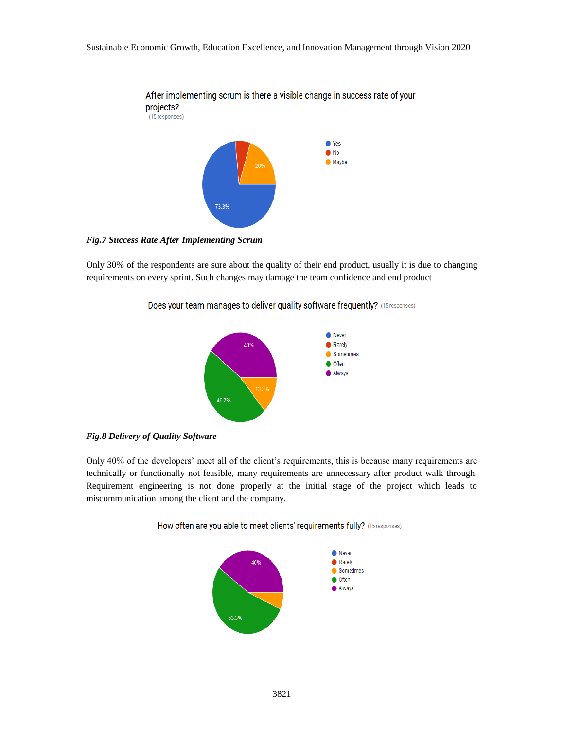After implementing scrum is there a visible change in success rate of your projects?
(15 responses)

- Yes: 73.3%
- No
- Maybe: 20%

***Fig.7 Success Rate After Implementing Scrum***

Only 30% of the respondents are sure about the quality of their end product, usually it is due to changing requirements on every sprint. Such changes may damage the team confidence and end product

Does your team manages to deliver quality software frequently? (15 responses)

- Never
- Rarely
- Sometimes: 13.3%
- Often: 46.7%
- Always: 40%

***Fig.8 Delivery of Quality Software***

Only 40% of the developers' meet all of the client's requirements, this is because many requirements are technically or functionally not feasible, many requirements are unnecessary after product walk through. Requirement engineering is not done properly at the initial stage of the project which leads to miscommunication among the client and the company.

How often are you able to meet clients' requirements fully? (15 responses)

- Never
- Rarely
- Sometimes
- Often: 53.3%
- Always: 40%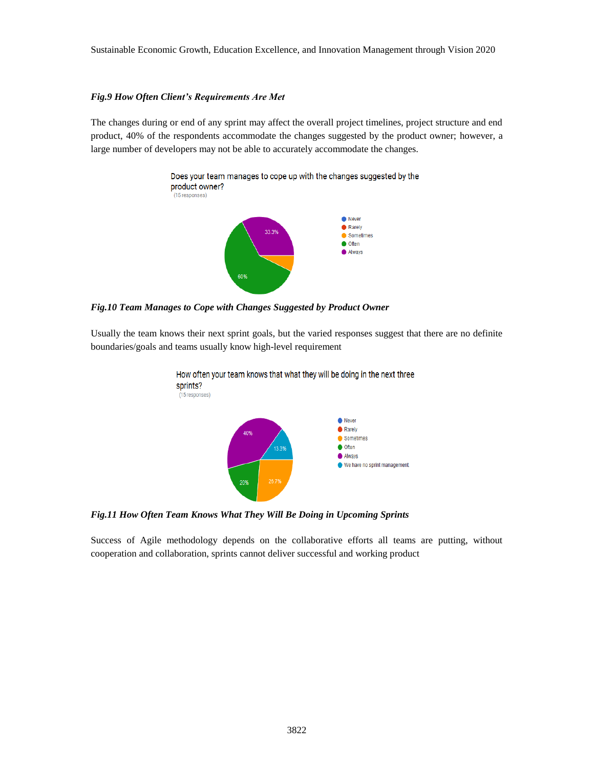***Fig.9 How Often Client's Requirements Are Met***

The changes during or end of any sprint may affect the overall project timelines, project structure and end product, 40% of the respondents accommodate the changes suggested by the product owner; however, a large number of developers may not be able to accurately accommodate the changes.

Does your team manages to cope up with the changes suggested by the product owner?
(15 responses)

- Never
- Rarely
- Sometimes
- Often
- Always

33.3%
60%

***Fig.10 Team Manages to Cope with Changes Suggested by Product Owner***

Usually the team knows their next sprint goals, but the varied responses suggest that there are no definite boundaries/goals and teams usually know high-level requirement

How often your team knows that what they will be doing in the next three sprints?
(15 responses)

- Never
- Rarely
- Sometimes
- Often
- Always
- We have no sprint management

40%
13.3%
20%
26.7%

***Fig.11 How Often Team Knows What They Will Be Doing in Upcoming Sprints***

Success of Agile methodology depends on the collaborative efforts all teams are putting, without cooperation and collaboration, sprints cannot deliver successful and working product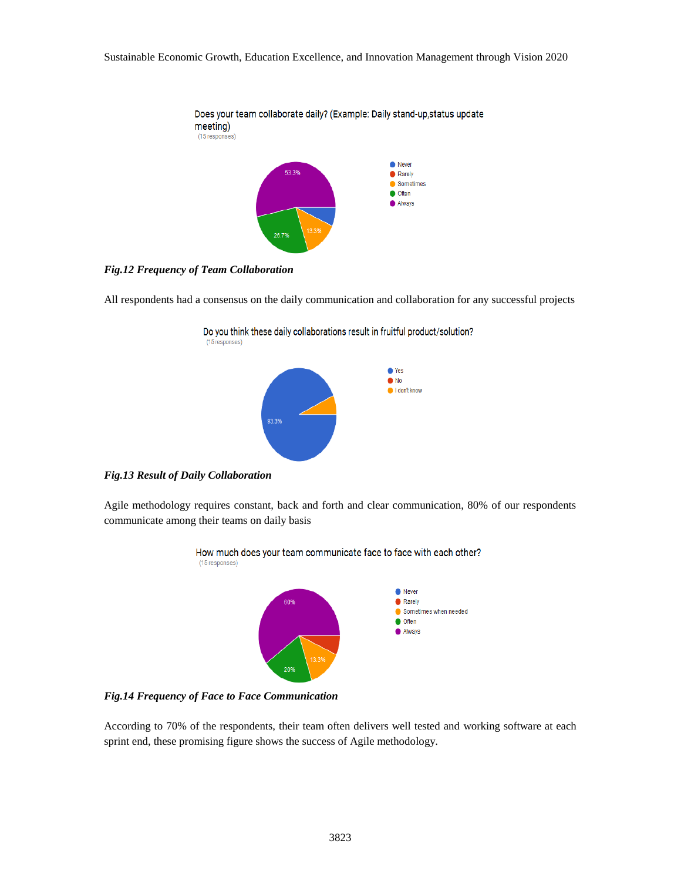Does your team collaborate daily? (Example: Daily stand-up,status update meeting)
(15 responses)

Never, Rarely, Sometimes, Often, Always

53.3%, 26.7%, 13.3%

*Fig.12 Frequency of Team Collaboration*

All respondents had a consensus on the daily communication and collaboration for any successful projects

Do you think these daily collaborations result in fruitful product/solution?
(15 responses)

Yes, No, I don't know

93.3%

*Fig.13 Result of Daily Collaboration*

Agile methodology requires constant, back and forth and clear communication, 80% of our respondents communicate among their teams on daily basis

How much does your team communicate face to face with each other?
(15 responses)

Never, Rarely, Sometimes when needed, Often, Always

60%, 20%, 13.3%

*Fig.14 Frequency of Face to Face Communication*

According to 70% of the respondents, their team often delivers well tested and working software at each sprint end, these promising figure shows the success of Agile methodology.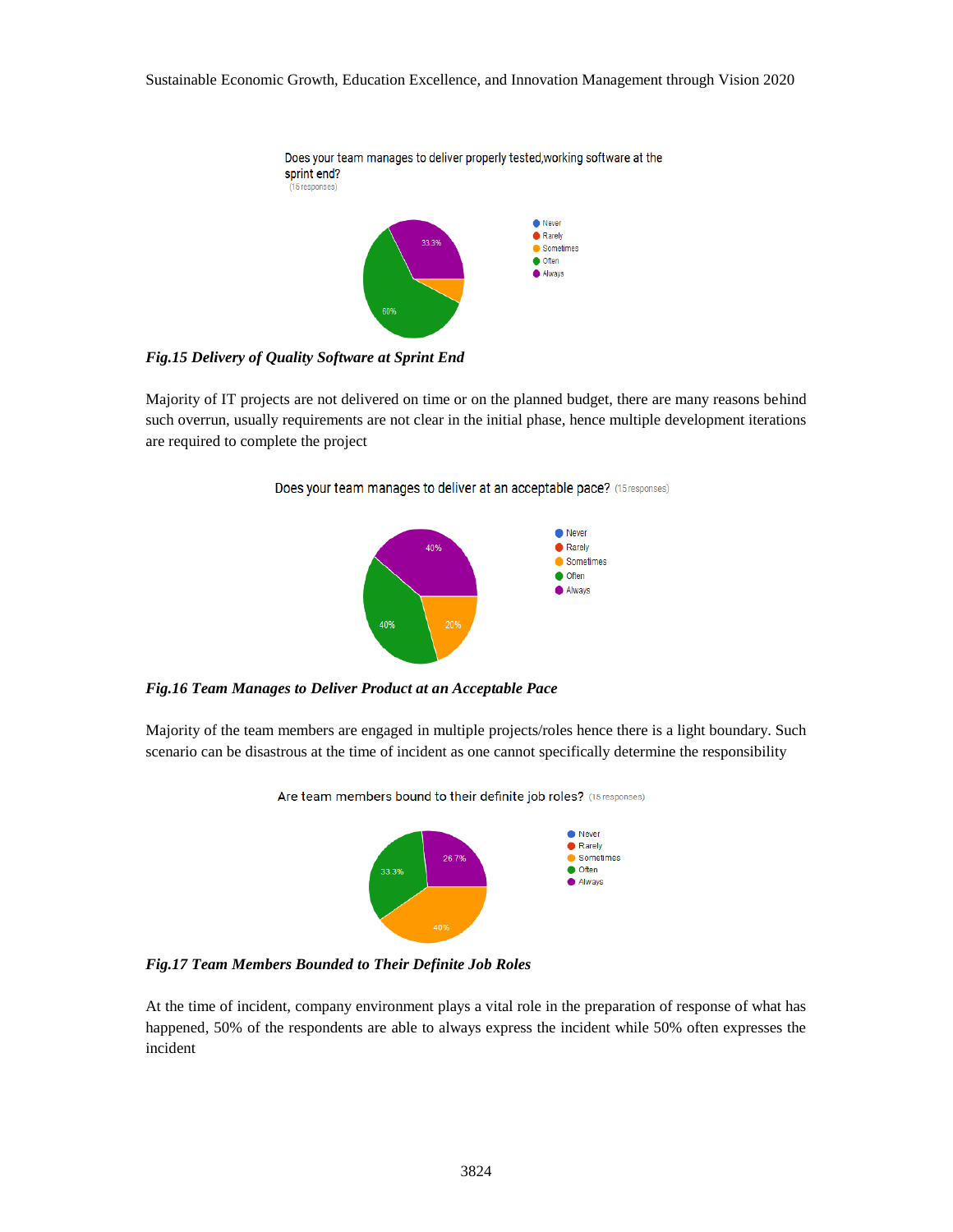Does your team manages to deliver properly tested,working software at the sprint end?
(15 responses)

Never, Rarely, Sometimes, Often, Always

33.3%
60%

*Fig.15 Delivery of Quality Software at Sprint End*

Majority of IT projects are not delivered on time or on the planned budget, there are many reasons behind such overrun, usually requirements are not clear in the initial phase, hence multiple development iterations are required to complete the project

Does your team manages to deliver at an acceptable pace? (15 responses)

Never, Rarely, Sometimes, Often, Always

40%
40%
20%

*Fig.16 Team Manages to Deliver Product at an Acceptable Pace*

Majority of the team members are engaged in multiple projects/roles hence there is a light boundary. Such scenario can be disastrous at the time of incident as one cannot specifically determine the responsibility

Are team members bound to their definite job roles? (15 responses)

Never, Rarely, Sometimes, Often, Always

26.7%
33.3%
40%

*Fig.17 Team Members Bounded to Their Definite Job Roles*

At the time of incident, company environment plays a vital role in the preparation of response of what has happened, 50% of the respondents are able to always express the incident while 50% often expresses the incident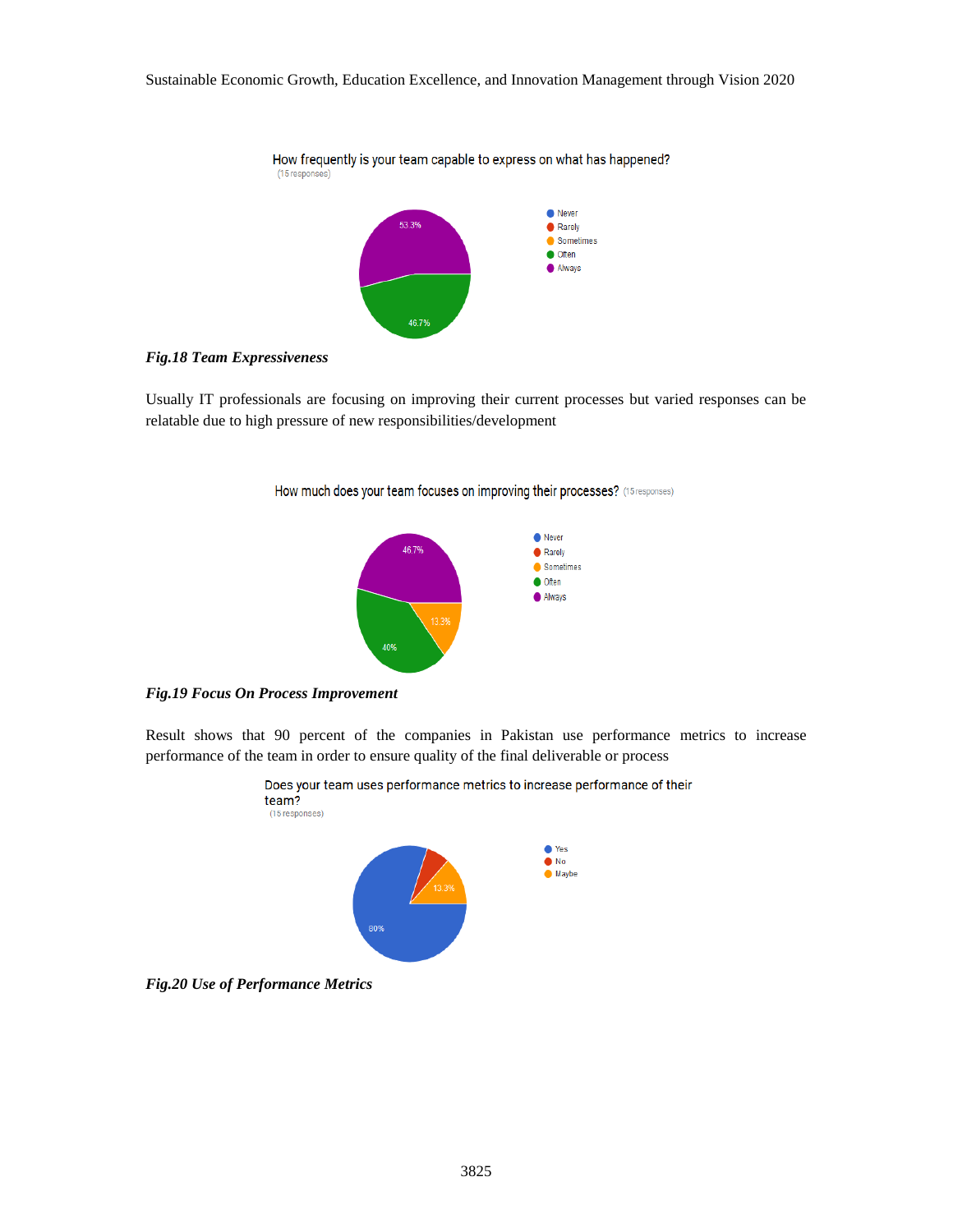How frequently is your team capable to express on what has happened?
(15 responses)

- Never
- Rarely
- Sometimes
- Often
- Always

53.3%

46.7%

***Fig.18 Team Expressiveness***

Usually IT professionals are focusing on improving their current processes but varied responses can be relatable due to high pressure of new responsibilities/development

How much does your team focuses on improving their processes? (15 responses)

- Never
- Rarely
- Sometimes
- Often
- Always

46.7%

13.3%

40%

***Fig.19 Focus On Process Improvement***

Result shows that 90 percent of the companies in Pakistan use performance metrics to increase performance of the team in order to ensure quality of the final deliverable or process

Does your team uses performance metrics to increase performance of their team?
(15 responses)

- Yes
- No
- Maybe

13.3%

80%

***Fig.20 Use of Performance Metrics***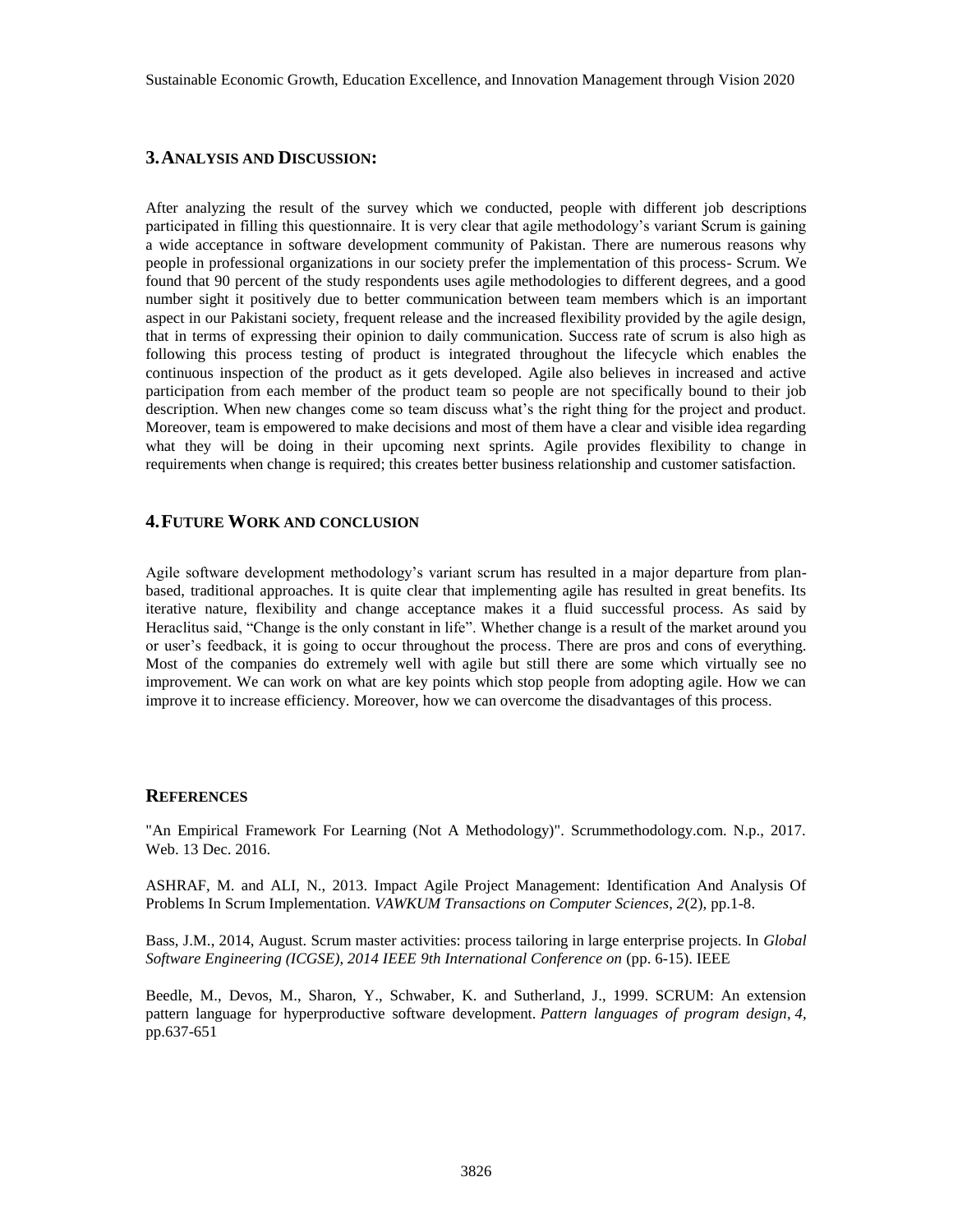## 3. ANALYSIS AND DISCUSSION:

After analyzing the result of the survey which we conducted, people with different job descriptions participated in filling this questionnaire. It is very clear that agile methodology's variant Scrum is gaining a wide acceptance in software development community of Pakistan. There are numerous reasons why people in professional organizations in our society prefer the implementation of this process- Scrum. We found that 90 percent of the study respondents uses agile methodologies to different degrees, and a good number sight it positively due to better communication between team members which is an important aspect in our Pakistani society, frequent release and the increased flexibility provided by the agile design, that in terms of expressing their opinion to daily communication. Success rate of scrum is also high as following this process testing of product is integrated throughout the lifecycle which enables the continuous inspection of the product as it gets developed. Agile also believes in increased and active participation from each member of the product team so people are not specifically bound to their job description. When new changes come so team discuss what's the right thing for the project and product. Moreover, team is empowered to make decisions and most of them have a clear and visible idea regarding what they will be doing in their upcoming next sprints. Agile provides flexibility to change in requirements when change is required; this creates better business relationship and customer satisfaction.

## 4. FUTURE WORK AND CONCLUSION

Agile software development methodology's variant scrum has resulted in a major departure from plan-based, traditional approaches. It is quite clear that implementing agile has resulted in great benefits. Its iterative nature, flexibility and change acceptance makes it a fluid successful process. As said by Heraclitus said, "Change is the only constant in life". Whether change is a result of the market around you or user's feedback, it is going to occur throughout the process. There are pros and cons of everything. Most of the companies do extremely well with agile but still there are some which virtually see no improvement. We can work on what are key points which stop people from adopting agile. How we can improve it to increase efficiency. Moreover, how we can overcome the disadvantages of this process.

## REFERENCES

"An Empirical Framework For Learning (Not A Methodology)". Scrummethodology.com. N.p., 2017. Web. 13 Dec. 2016.

ASHRAF, M. and ALI, N., 2013. Impact Agile Project Management: Identification And Analysis Of Problems In Scrum Implementation. *VAWKUM Transactions on Computer Sciences*, *2*(2), pp.1-8.

Bass, J.M., 2014, August. Scrum master activities: process tailoring in large enterprise projects. In *Global Software Engineering (ICGSE), 2014 IEEE 9th International Conference on* (pp. 6-15). IEEE

Beedle, M., Devos, M., Sharon, Y., Schwaber, K. and Sutherland, J., 1999. SCRUM: An extension pattern language for hyperproductive software development. *Pattern languages of program design*, *4*, pp.637-651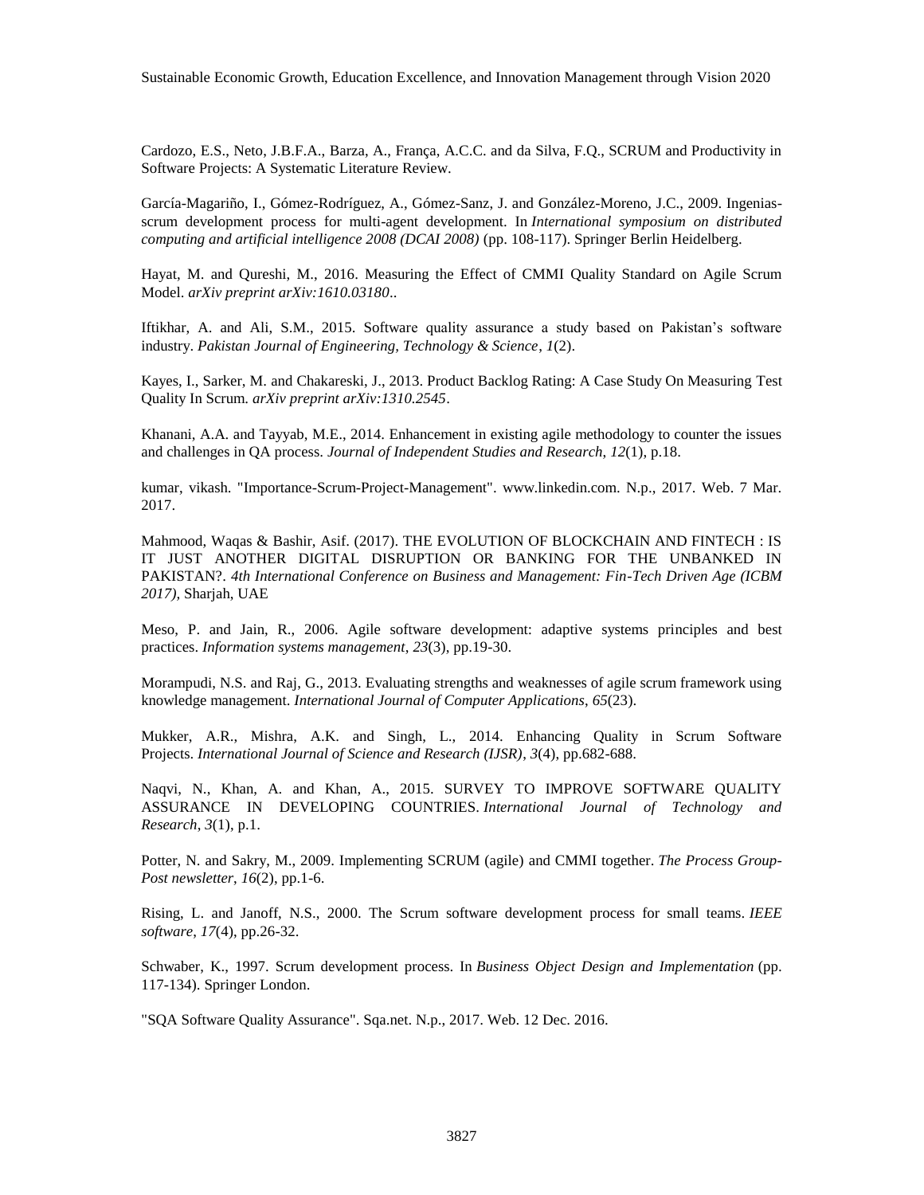Cardozo, E.S., Neto, J.B.F.A., Barza, A., França, A.C.C. and da Silva, F.Q., SCRUM and Productivity in Software Projects: A Systematic Literature Review.

García-Magariño, I., Gómez-Rodríguez, A., Gómez-Sanz, J. and González-Moreno, J.C., 2009. Ingenias-scrum development process for multi-agent development. In *International symposium on distributed computing and artificial intelligence 2008 (DCAI 2008)* (pp. 108-117). Springer Berlin Heidelberg.

Hayat, M. and Qureshi, M., 2016. Measuring the Effect of CMMI Quality Standard on Agile Scrum Model. *arXiv preprint arXiv:1610.03180*..

Iftikhar, A. and Ali, S.M., 2015. Software quality assurance a study based on Pakistan's software industry. *Pakistan Journal of Engineering, Technology & Science*, *1*(2).

Kayes, I., Sarker, M. and Chakareski, J., 2013. Product Backlog Rating: A Case Study On Measuring Test Quality In Scrum. *arXiv preprint arXiv:1310.2545*.

Khanani, A.A. and Tayyab, M.E., 2014. Enhancement in existing agile methodology to counter the issues and challenges in QA process. *Journal of Independent Studies and Research*, *12*(1), p.18.

kumar, vikash. "Importance-Scrum-Project-Management". www.linkedin.com. N.p., 2017. Web. 7 Mar. 2017.

Mahmood, Waqas & Bashir, Asif. (2017). THE EVOLUTION OF BLOCKCHAIN AND FINTECH : IS IT JUST ANOTHER DIGITAL DISRUPTION OR BANKING FOR THE UNBANKED IN PAKISTAN?. *4th International Conference on Business and Management: Fin-Tech Driven Age (ICBM 2017)*, Sharjah, UAE

Meso, P. and Jain, R., 2006. Agile software development: adaptive systems principles and best practices. *Information systems management*, *23*(3), pp.19-30.

Morampudi, N.S. and Raj, G., 2013. Evaluating strengths and weaknesses of agile scrum framework using knowledge management. *International Journal of Computer Applications*, *65*(23).

Mukker, A.R., Mishra, A.K. and Singh, L., 2014. Enhancing Quality in Scrum Software Projects. *International Journal of Science and Research (IJSR)*, *3*(4), pp.682-688.

Naqvi, N., Khan, A. and Khan, A., 2015. SURVEY TO IMPROVE SOFTWARE QUALITY ASSURANCE IN DEVELOPING COUNTRIES. *International Journal of Technology and Research*, *3*(1), p.1.

Potter, N. and Sakry, M., 2009. Implementing SCRUM (agile) and CMMI together. *The Process Group-Post newsletter*, *16*(2), pp.1-6.

Rising, L. and Janoff, N.S., 2000. The Scrum software development process for small teams. *IEEE software*, *17*(4), pp.26-32.

Schwaber, K., 1997. Scrum development process. In *Business Object Design and Implementation* (pp. 117-134). Springer London.

"SQA Software Quality Assurance". Sqa.net. N.p., 2017. Web. 12 Dec. 2016.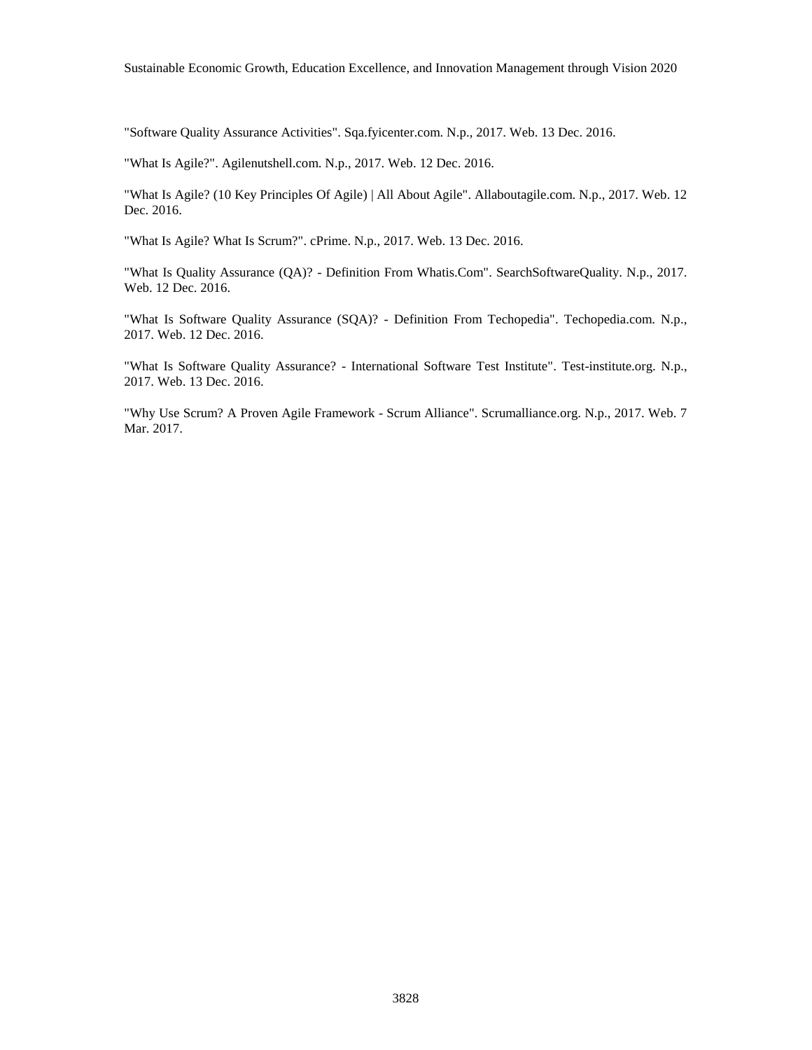"Software Quality Assurance Activities". Sqa.fyicenter.com. N.p., 2017. Web. 13 Dec. 2016.

"What Is Agile?". Agilenutshell.com. N.p., 2017. Web. 12 Dec. 2016.

"What Is Agile? (10 Key Principles Of Agile) | All About Agile". Allaboutagile.com. N.p., 2017. Web. 12 Dec. 2016.

"What Is Agile? What Is Scrum?". cPrime. N.p., 2017. Web. 13 Dec. 2016.

"What Is Quality Assurance (QA)? - Definition From Whatis.Com". SearchSoftwareQuality. N.p., 2017. Web. 12 Dec. 2016.

"What Is Software Quality Assurance (SQA)? - Definition From Techopedia". Techopedia.com. N.p., 2017. Web. 12 Dec. 2016.

"What Is Software Quality Assurance? - International Software Test Institute". Test-institute.org. N.p., 2017. Web. 13 Dec. 2016.

"Why Use Scrum? A Proven Agile Framework - Scrum Alliance". Scrumalliance.org. N.p., 2017. Web. 7 Mar. 2017.